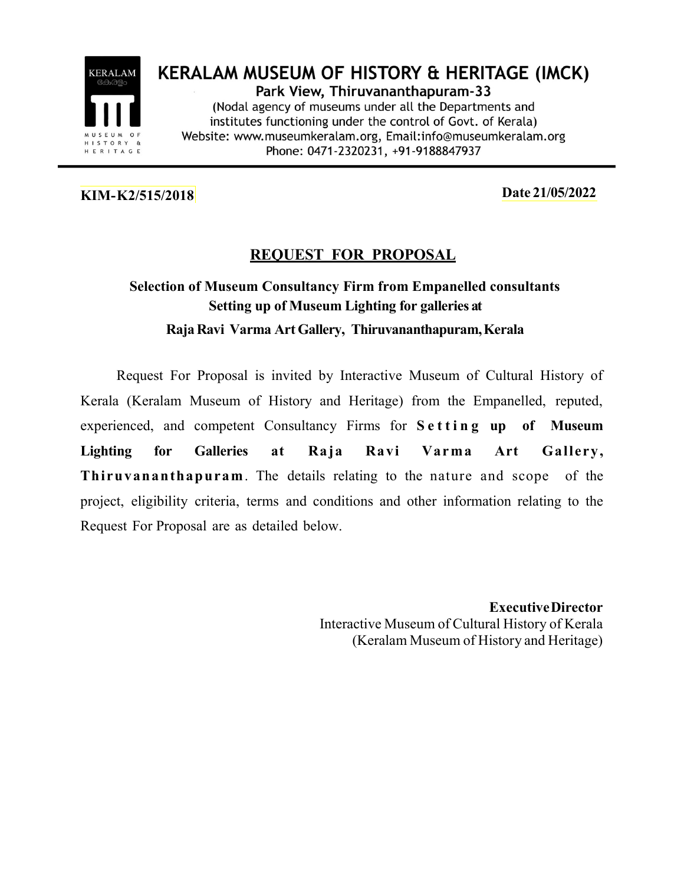# KERALAM MUSEUM OF HISTORY & HERITAGE (IMCK)

**Park View, Thiruvananthapuram-33**

(Nodal agency of museums under all the Departments and institutes functioning under the control of Govt. of Kerala)
Website: www.museumkeralam.org, Email:info@museumkeralam.org
Phone: 0471-2320231, +91-9188847937

---

**KIM-K2/515/2018** **Date 21/05/2022**

## REQUEST FOR PROPOSAL

**Selection of Museum Consultancy Firm from Empanelled consultants**
**Setting up of Museum Lighting for galleries at**
**Raja Ravi Varma Art Gallery, Thiruvananthapuram, Kerala**

Request For Proposal is invited by Interactive Museum of Cultural History of Kerala (Keralam Museum of History and Heritage) from the Empanelled, reputed, experienced, and competent Consultancy Firms for **Setting up of Museum Lighting for Galleries at Raja Ravi Varma Art Gallery, Thiruvananthapuram**. The details relating to the nature and scope of the project, eligibility criteria, terms and conditions and other information relating to the Request For Proposal are as detailed below.

**Executive Director**
Interactive Museum of Cultural History of Kerala
(Keralam Museum of History and Heritage)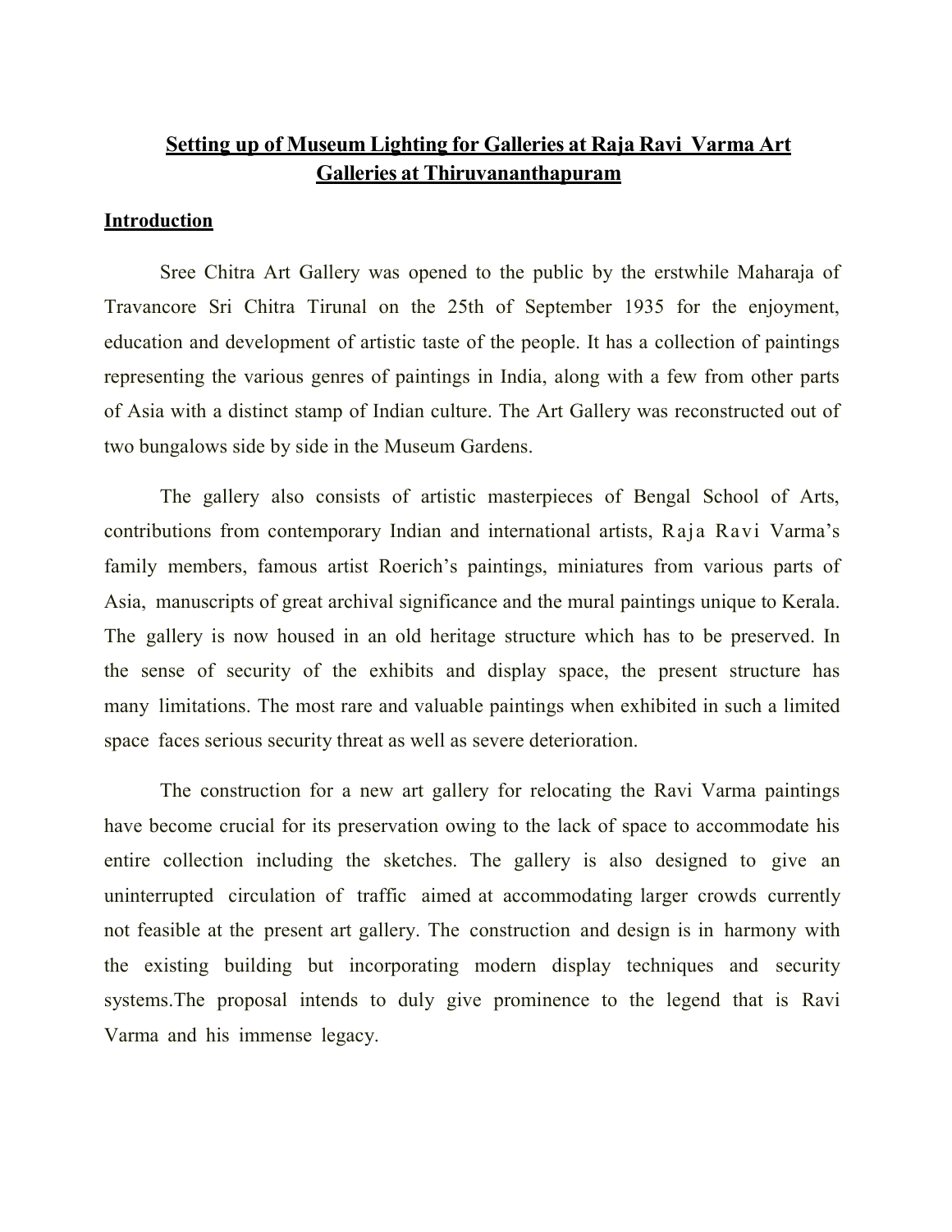# Setting up of Museum Lighting for Galleries at Raja Ravi Varma Art Galleries at Thiruvananthapuram

## Introduction

Sree Chitra Art Gallery was opened to the public by the erstwhile Maharaja of Travancore Sri Chitra Tirunal on the 25th of September 1935 for the enjoyment, education and development of artistic taste of the people. It has a collection of paintings representing the various genres of paintings in India, along with a few from other parts of Asia with a distinct stamp of Indian culture. The Art Gallery was reconstructed out of two bungalows side by side in the Museum Gardens.

The gallery also consists of artistic masterpieces of Bengal School of Arts, contributions from contemporary Indian and international artists, Raja Ravi Varma's family members, famous artist Roerich's paintings, miniatures from various parts of Asia, manuscripts of great archival significance and the mural paintings unique to Kerala. The gallery is now housed in an old heritage structure which has to be preserved. In the sense of security of the exhibits and display space, the present structure has many limitations. The most rare and valuable paintings when exhibited in such a limited space faces serious security threat as well as severe deterioration.

The construction for a new art gallery for relocating the Ravi Varma paintings have become crucial for its preservation owing to the lack of space to accommodate his entire collection including the sketches. The gallery is also designed to give an uninterrupted circulation of traffic aimed at accommodating larger crowds currently not feasible at the present art gallery. The construction and design is in harmony with the existing building but incorporating modern display techniques and security systems.The proposal intends to duly give prominence to the legend that is Ravi Varma and his immense legacy.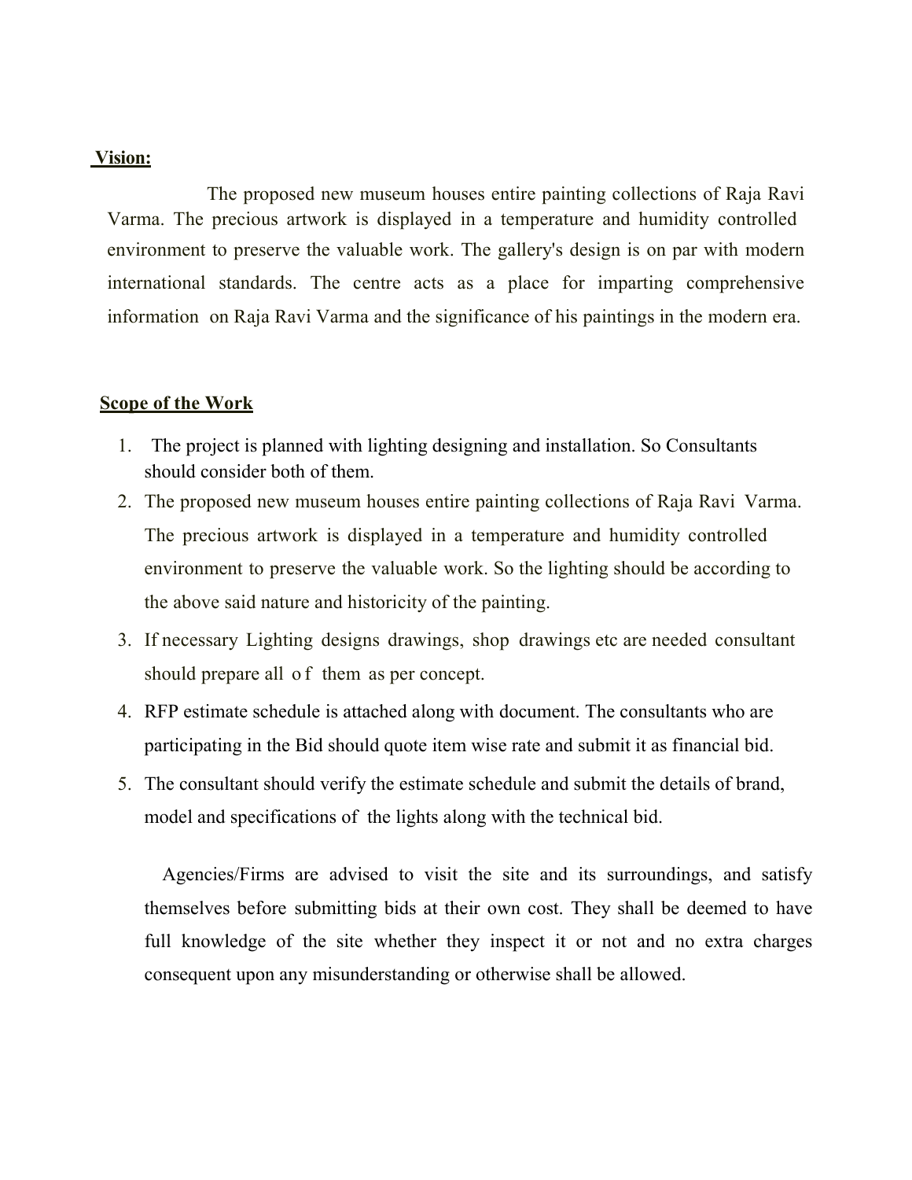**Vision:**

The proposed new museum houses entire painting collections of Raja Ravi Varma. The precious artwork is displayed in a temperature and humidity controlled environment to preserve the valuable work. The gallery's design is on par with modern international standards. The centre acts as a place for imparting comprehensive information on Raja Ravi Varma and the significance of his paintings in the modern era.

**Scope of the Work**

1. The project is planned with lighting designing and installation. So Consultants should consider both of them.
2. The proposed new museum houses entire painting collections of Raja Ravi Varma. The precious artwork is displayed in a temperature and humidity controlled environment to preserve the valuable work. So the lighting should be according to the above said nature and historicity of the painting.
3. If necessary Lighting designs drawings, shop drawings etc are needed consultant should prepare all of them as per concept.
4. RFP estimate schedule is attached along with document. The consultants who are participating in the Bid should quote item wise rate and submit it as financial bid.
5. The consultant should verify the estimate schedule and submit the details of brand, model and specifications of the lights along with the technical bid.

Agencies/Firms are advised to visit the site and its surroundings, and satisfy themselves before submitting bids at their own cost. They shall be deemed to have full knowledge of the site whether they inspect it or not and no extra charges consequent upon any misunderstanding or otherwise shall be allowed.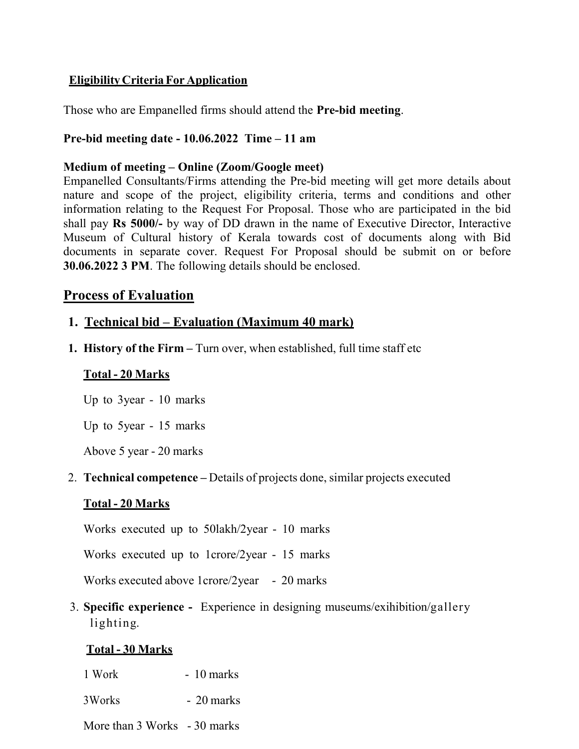**Eligibility Criteria For Application**

Those who are Empanelled firms should attend the **Pre-bid meeting**.

**Pre-bid meeting date - 10.06.2022 Time – 11 am**

**Medium of meeting – Online (Zoom/Google meet)**
Empanelled Consultants/Firms attending the Pre-bid meeting will get more details about nature and scope of the project, eligibility criteria, terms and conditions and other information relating to the Request For Proposal. Those who are participated in the bid shall pay **Rs 5000/-** by way of DD drawn in the name of Executive Director, Interactive Museum of Cultural history of Kerala towards cost of documents along with Bid documents in separate cover. Request For Proposal should be submit on or before **30.06.2022 3 PM**. The following details should be enclosed.

## Process of Evaluation

### 1. Technical bid – Evaluation (Maximum 40 mark)

1. **History of the Firm –** Turn over, when established, full time staff etc

   **Total - 20 Marks**

   Up to 3year - 10 marks

   Up to 5year - 15 marks

   Above 5 year - 20 marks

2. **Technical competence –** Details of projects done, similar projects executed

   **Total - 20 Marks**

   Works executed up to 50lakh/2year - 10 marks

   Works executed up to 1crore/2year - 15 marks

   Works executed above 1crore/2year - 20 marks

3. **Specific experience -** Experience in designing museums/exihibition/gallery lighting.

   **Total - 30 Marks**

   1 Work - 10 marks

   3Works - 20 marks

   More than 3 Works - 30 marks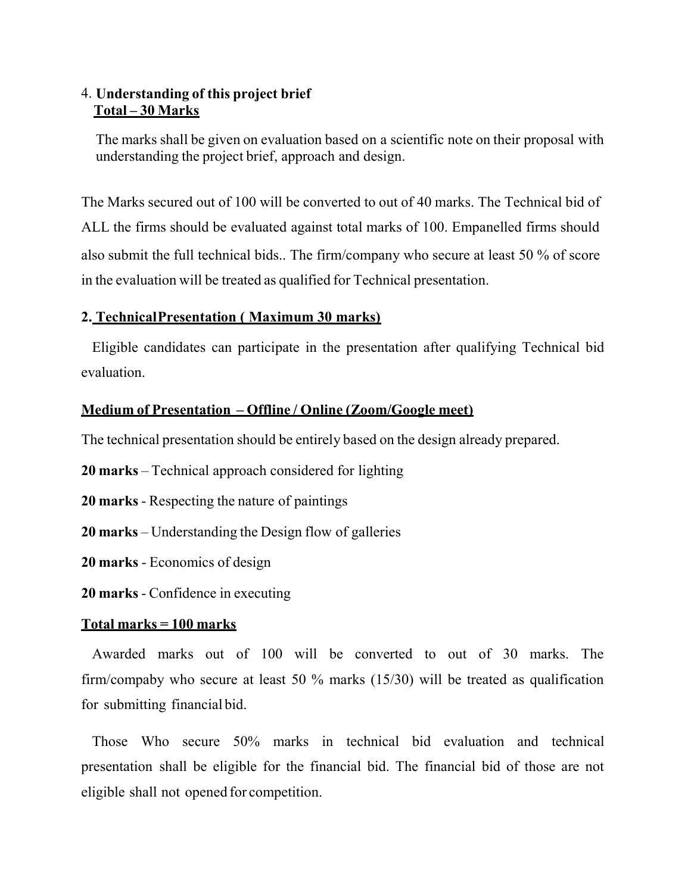4. **Understanding of this project brief**
   **Total – 30 Marks**

   The marks shall be given on evaluation based on a scientific note on their proposal with understanding the project brief, approach and design.

The Marks secured out of 100 will be converted to out of 40 marks. The Technical bid of ALL the firms should be evaluated against total marks of 100. Empanelled firms should also submit the full technical bids.. The firm/company who secure at least 50 % of score in the evaluation will be treated as qualified for Technical presentation.

**2. TechnicalPresentation ( Maximum 30 marks)**

Eligible candidates can participate in the presentation after qualifying Technical bid evaluation.

**Medium of Presentation – Offline / Online (Zoom/Google meet)**

The technical presentation should be entirely based on the design already prepared.

**20 marks** – Technical approach considered for lighting

**20 marks** - Respecting the nature of paintings

**20 marks** – Understanding the Design flow of galleries

**20 marks** - Economics of design

**20 marks** - Confidence in executing

**Total marks = 100 marks**

Awarded marks out of 100 will be converted to out of 30 marks. The firm/compaby who secure at least 50 % marks (15/30) will be treated as qualification for submitting financial bid.

Those Who secure 50% marks in technical bid evaluation and technical presentation shall be eligible for the financial bid. The financial bid of those are not eligible shall not opened for competition.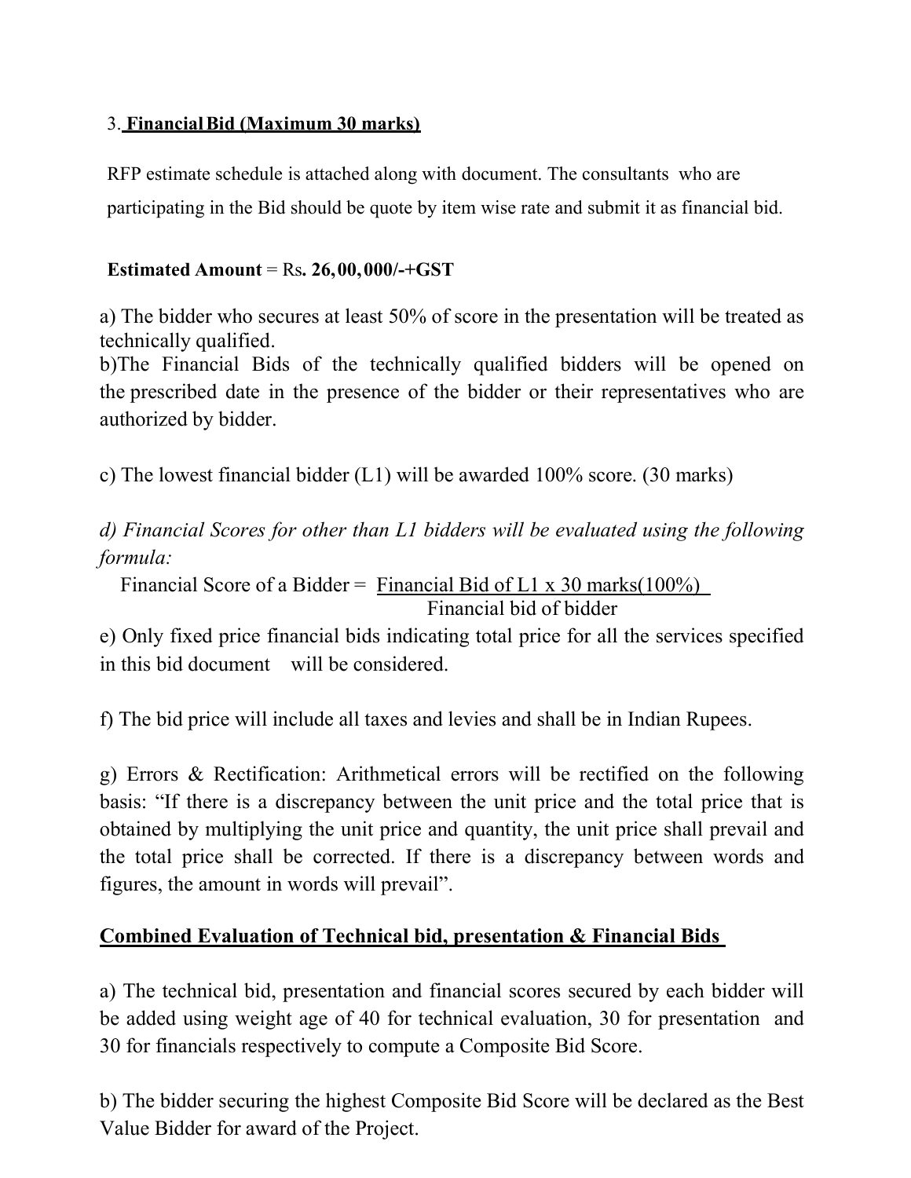### 3. **Financial Bid (Maximum 30 marks)**

RFP estimate schedule is attached along with document. The consultants who are participating in the Bid should be quote by item wise rate and submit it as financial bid.

**Estimated Amount** = Rs**. 26,00,000/-+GST**

a) The bidder who secures at least 50% of score in the presentation will be treated as technically qualified.

b)The Financial Bids of the technically qualified bidders will be opened on the prescribed date in the presence of the bidder or their representatives who are authorized by bidder.

c) The lowest financial bidder (L1) will be awarded 100% score. (30 marks)

*d) Financial Scores for other than L1 bidders will be evaluated using the following formula:*

$$\text{Financial Score of a Bidder} = \frac{\text{Financial Bid of L1} \times \text{30 marks(100\%)}}{\text{Financial bid of bidder}}$$

e) Only fixed price financial bids indicating total price for all the services specified in this bid document will be considered.

f) The bid price will include all taxes and levies and shall be in Indian Rupees.

g) Errors & Rectification: Arithmetical errors will be rectified on the following basis: "If there is a discrepancy between the unit price and the total price that is obtained by multiplying the unit price and quantity, the unit price shall prevail and the total price shall be corrected. If there is a discrepancy between words and figures, the amount in words will prevail".

### **Combined Evaluation of Technical bid, presentation & Financial Bids**

a) The technical bid, presentation and financial scores secured by each bidder will be added using weight age of 40 for technical evaluation, 30 for presentation and 30 for financials respectively to compute a Composite Bid Score.

b) The bidder securing the highest Composite Bid Score will be declared as the Best Value Bidder for award of the Project.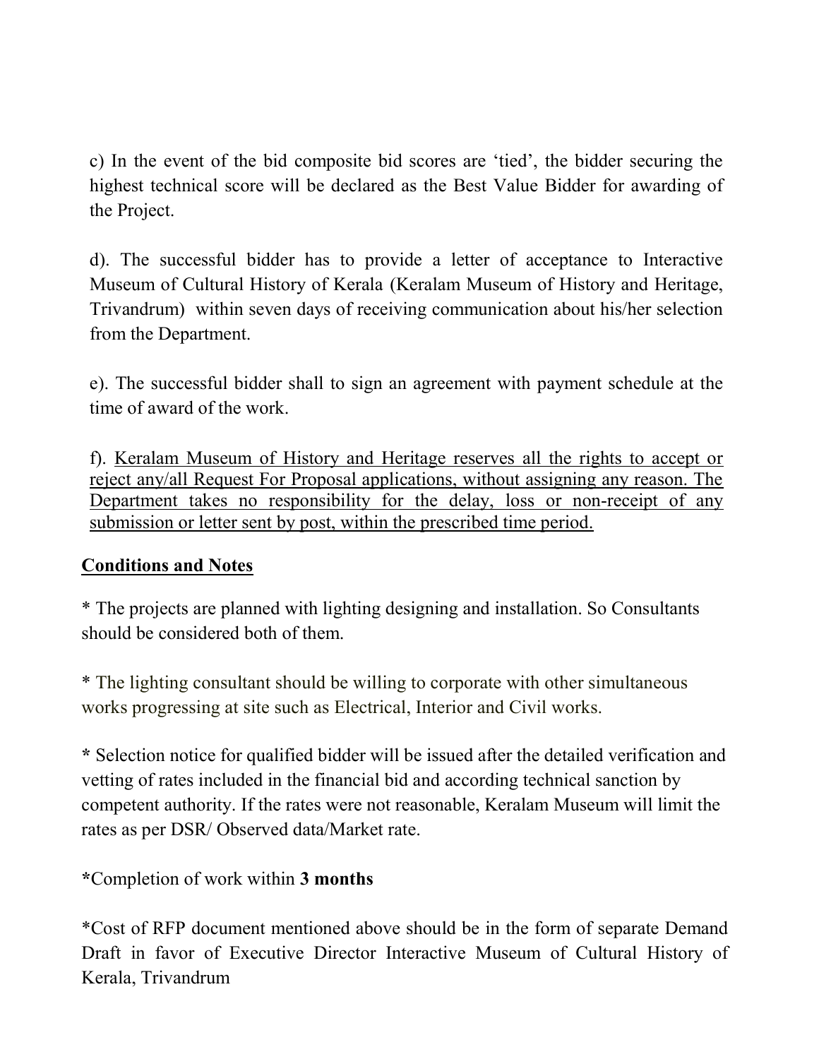c) In the event of the bid composite bid scores are 'tied', the bidder securing the highest technical score will be declared as the Best Value Bidder for awarding of the Project.

d). The successful bidder has to provide a letter of acceptance to Interactive Museum of Cultural History of Kerala (Keralam Museum of History and Heritage, Trivandrum) within seven days of receiving communication about his/her selection from the Department.

e). The successful bidder shall to sign an agreement with payment schedule at the time of award of the work.

f). <u>Keralam Museum of History and Heritage reserves all the rights to accept or reject any/all Request For Proposal applications, without assigning any reason. The Department takes no responsibility for the delay, loss or non-receipt of any submission or letter sent by post, within the prescribed time period.</u>

**<u>Conditions and Notes</u>**

* The projects are planned with lighting designing and installation. So Consultants should be considered both of them.

* The lighting consultant should be willing to corporate with other simultaneous works progressing at site such as Electrical, Interior and Civil works.

**\*** Selection notice for qualified bidder will be issued after the detailed verification and vetting of rates included in the financial bid and according technical sanction by competent authority. If the rates were not reasonable, Keralam Museum will limit the rates as per DSR/ Observed data/Market rate.

**\***Completion of work within **3 months**

*Cost of RFP document mentioned above should be in the form of separate Demand Draft in favor of Executive Director Interactive Museum of Cultural History of Kerala, Trivandrum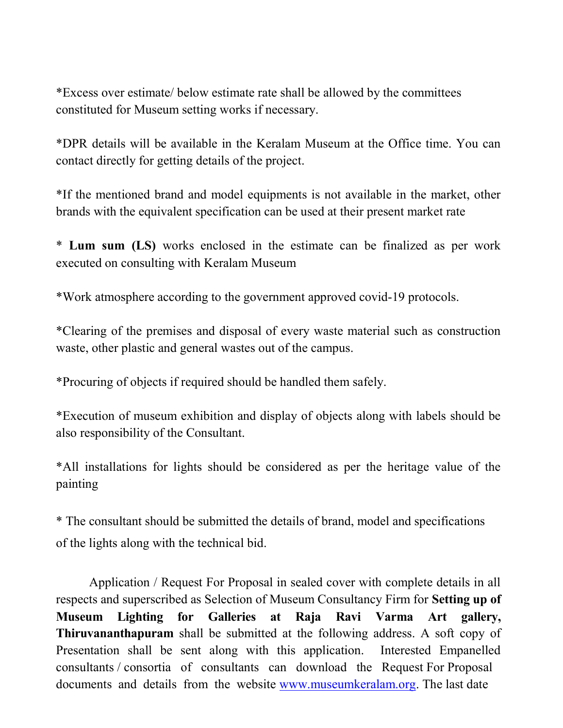*Excess over estimate/ below estimate rate shall be allowed by the committees constituted for Museum setting works if necessary.

*DPR details will be available in the Keralam Museum at the Office time. You can contact directly for getting details of the project.

*If the mentioned brand and model equipments is not available in the market, other brands with the equivalent specification can be used at their present market rate

* **Lum sum (LS)** works enclosed in the estimate can be finalized as per work executed on consulting with Keralam Museum

*Work atmosphere according to the government approved covid-19 protocols.

*Clearing of the premises and disposal of every waste material such as construction waste, other plastic and general wastes out of the campus.

*Procuring of objects if required should be handled them safely.

*Execution of museum exhibition and display of objects along with labels should be also responsibility of the Consultant.

*All installations for lights should be considered as per the heritage value of the painting

* The consultant should be submitted the details of brand, model and specifications of the lights along with the technical bid.

Application / Request For Proposal in sealed cover with complete details in all respects and superscribed as Selection of Museum Consultancy Firm for **Setting up of Museum Lighting for Galleries at Raja Ravi Varma Art gallery, Thiruvananthapuram** shall be submitted at the following address. A soft copy of Presentation shall be sent along with this application. Interested Empanelled consultants / consortia of consultants can download the Request For Proposal documents and details from the website www.museumkeralam.org. The last date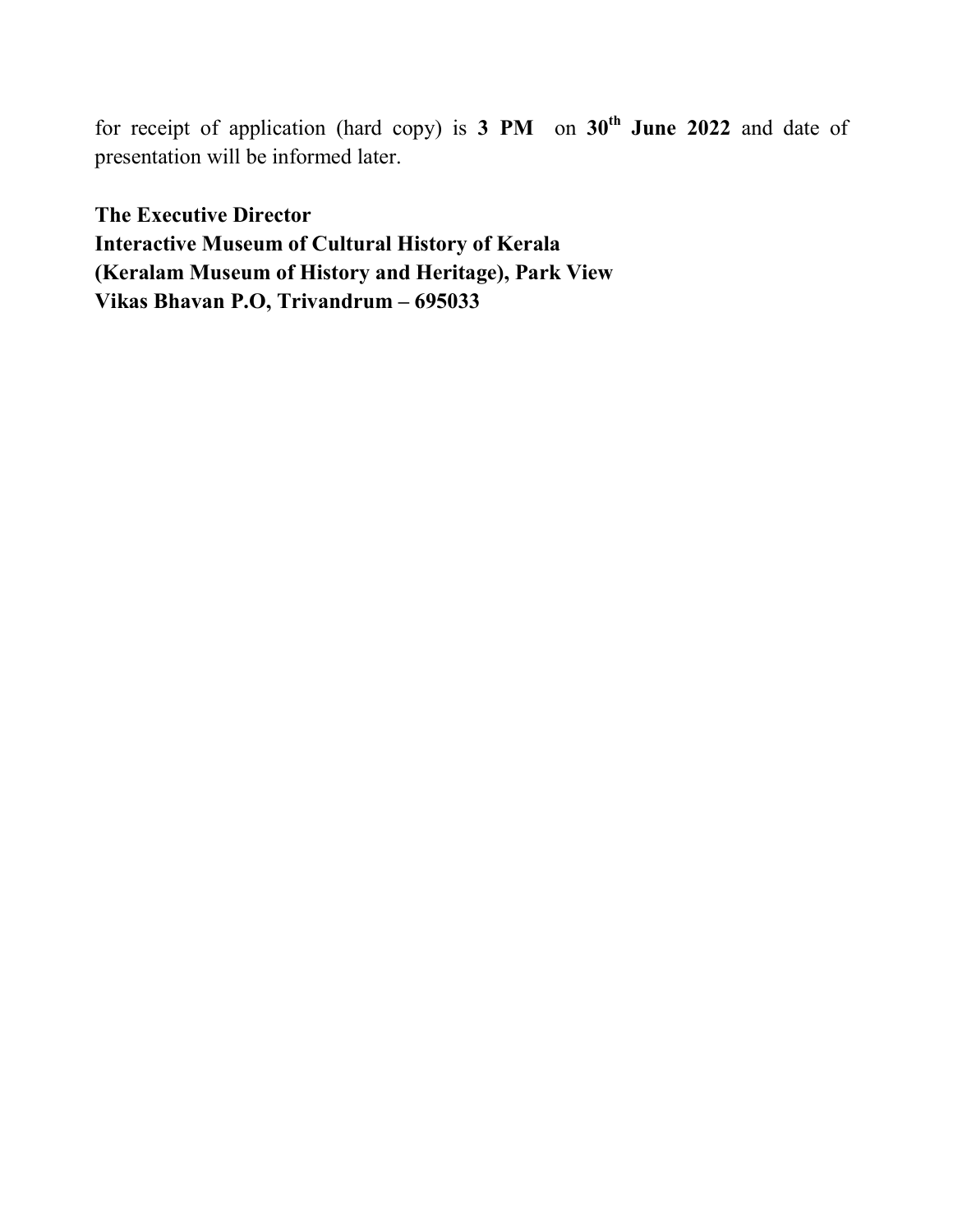for receipt of application (hard copy) is **3 PM** on **30th June 2022** and date of presentation will be informed later.

**The Executive Director**
**Interactive Museum of Cultural History of Kerala**
**(Keralam Museum of History and Heritage), Park View**
**Vikas Bhavan P.O, Trivandrum – 695033**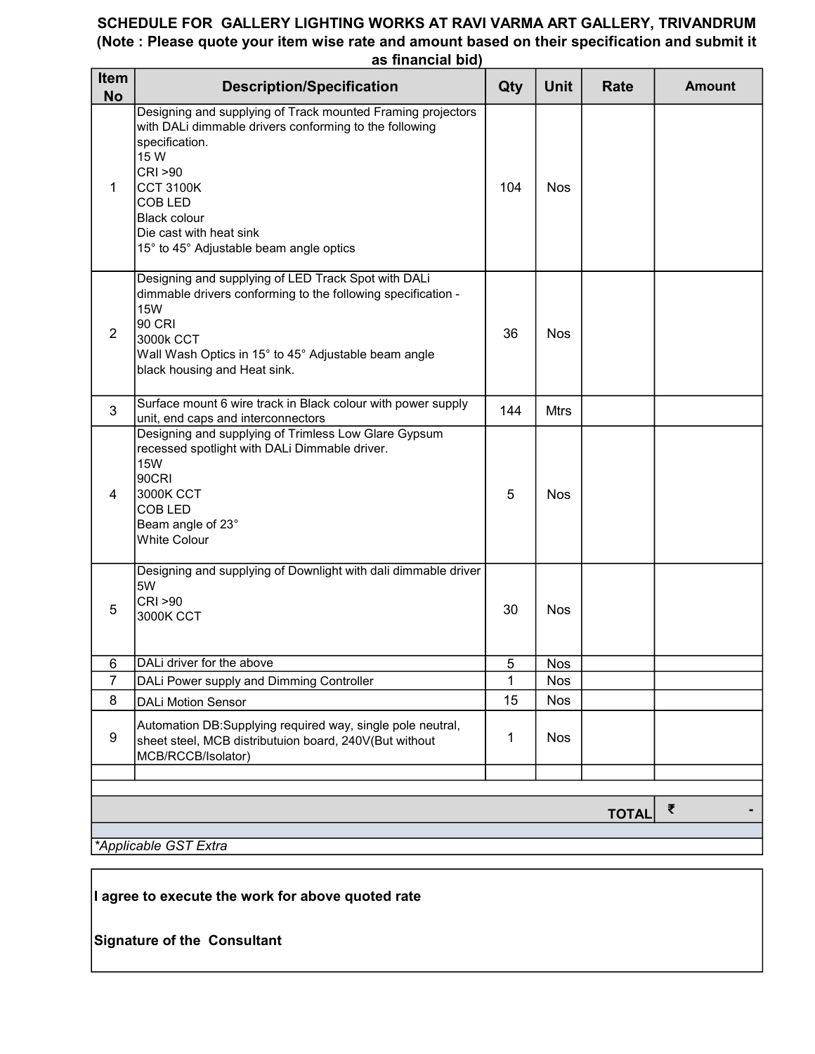**SCHEDULE FOR GALLERY LIGHTING WORKS AT RAVI VARMA ART GALLERY, TRIVANDRUM**
**(Note : Please quote your item wise rate and amount based on their specification and submit it as financial bid)**

| Item No | Description/Specification | Qty | Unit | Rate | Amount |
|---|---|---|---|---|---|
| 1 | Designing and supplying of Track mounted Framing projectors with DALi dimmable drivers conforming to the following specification.<br>15 W<br>CRI >90<br>CCT 3100K<br>COB LED<br>Black colour<br>Die cast with heat sink<br>15° to 45° Adjustable beam angle optics | 104 | Nos | | |
| 2 | Designing and supplying of LED Track Spot with DALi dimmable drivers conforming to the following specification -<br>15W<br>90 CRI<br>3000k CCT<br>Wall Wash Optics in 15° to 45° Adjustable beam angle<br>black housing and Heat sink. | 36 | Nos | | |
| 3 | Surface mount 6 wire track in Black colour with power supply unit, end caps and interconnectors | 144 | Mtrs | | |
| 4 | Designing and supplying of Trimless Low Glare Gypsum recessed spotlight with DALi Dimmable driver.<br>15W<br>90CRI<br>3000K CCT<br>COB LED<br>Beam angle of 23°<br>White Colour | 5 | Nos | | |
| 5 | Designing and supplying of Downlight with dali dimmable driver<br>5W<br>CRI >90<br>3000K CCT | 30 | Nos | | |
| 6 | DALi driver for the above | 5 | Nos | | |
| 7 | DALi Power supply and Dimming Controller | 1 | Nos | | |
| 8 | DALi Motion Sensor | 15 | Nos | | |
| 9 | Automation DB:Supplying required way, single pole neutral, sheet steel, MCB distributuion board, 240V(But without MCB/RCCB/Isolator) | 1 | Nos | | |
| | | | | | |
| | | | | **TOTAL** | ₹ - |

*\*Applicable GST Extra*

**I agree to execute the work for above quoted rate**

**Signature of the Consultant**